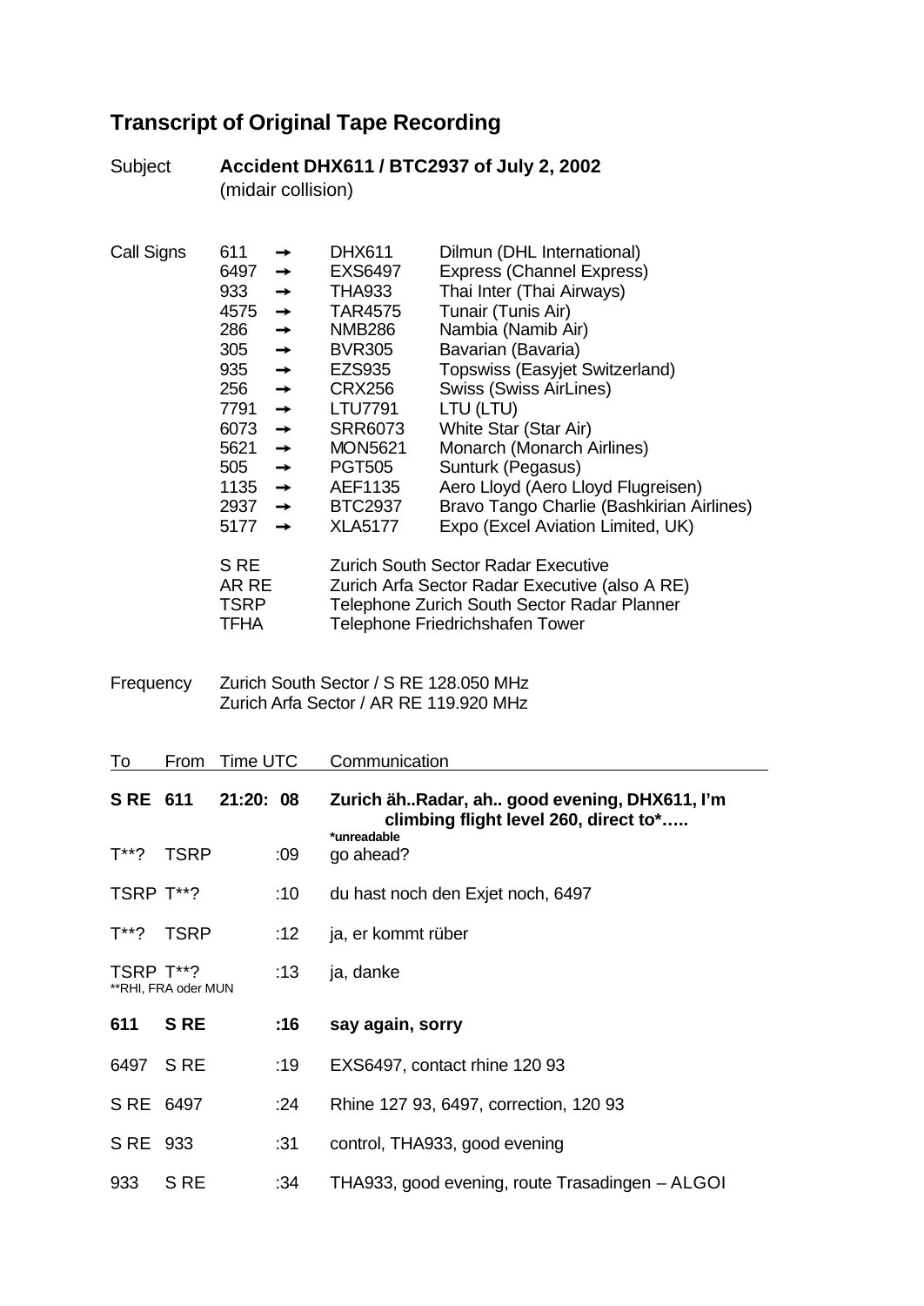## Transcript of Original Tape Recording

**Subject:** **Accident DHX611 / BTC2937 of July 2, 2002**
(midair collision)

**Call Signs**

| | | | |
|---|---|---|---|
| 611 | → | DHX611 | Dilmun (DHL International) |
| 6497 | → | EXS6497 | Express (Channel Express) |
| 933 | → | THA933 | Thai Inter (Thai Airways) |
| 4575 | → | TAR4575 | Tunair (Tunis Air) |
| 286 | → | NMB286 | Nambia (Namib Air) |
| 305 | → | BVR305 | Bavarian (Bavaria) |
| 935 | → | EZS935 | Topswiss (Easyjet Switzerland) |
| 256 | → | CRX256 | Swiss (Swiss AirLines) |
| 7791 | → | LTU7791 | LTU (LTU) |
| 6073 | → | SRR6073 | White Star (Star Air) |
| 5621 | → | MON5621 | Monarch (Monarch Airlines) |
| 505 | → | PGT505 | Sunturk (Pegasus) |
| 1135 | → | AEF1135 | Aero Lloyd (Aero Lloyd Flugreisen) |
| 2937 | → | BTC2937 | Bravo Tango Charlie (Bashkirian Airlines) |
| 5177 | → | XLA5177 | Expo (Excel Aviation Limited, UK) |

| | |
|---|---|
| S RE | Zurich South Sector Radar Executive |
| AR RE | Zurich Arfa Sector Radar Executive (also A RE) |
| TSRP | Telephone Zurich South Sector Radar Planner |
| TFHA | Telephone Friedrichshafen Tower |

**Frequency**
Zurich South Sector / S RE 128.050 MHz
Zurich Arfa Sector / AR RE 119.920 MHz

| To | From | Time UTC | Communication |
|---|---|---|---|
| **S RE** | **611** | **21:20: 08** | **Zurich äh..Radar, ah.. good evening, DHX611, I'm climbing flight level 260, direct to*…..** *unreadable |
| T**? | TSRP | :09 | go ahead? |
| TSRP | T**? | :10 | du hast noch den Exjet noch, 6497 |
| T**? | TSRP | :12 | ja, er kommt rüber |
| TSRP | T**? **RHI, FRA oder MUN | :13 | ja, danke |
| **611** | **S RE** | **:16** | **say again, sorry** |
| 6497 | S RE | :19 | EXS6497, contact rhine 120 93 |
| S RE | 6497 | :24 | Rhine 127 93, 6497, correction, 120 93 |
| S RE | 933 | :31 | control, THA933, good evening |
| 933 | S RE | :34 | THA933, good evening, route Trasadingen – ALGOI |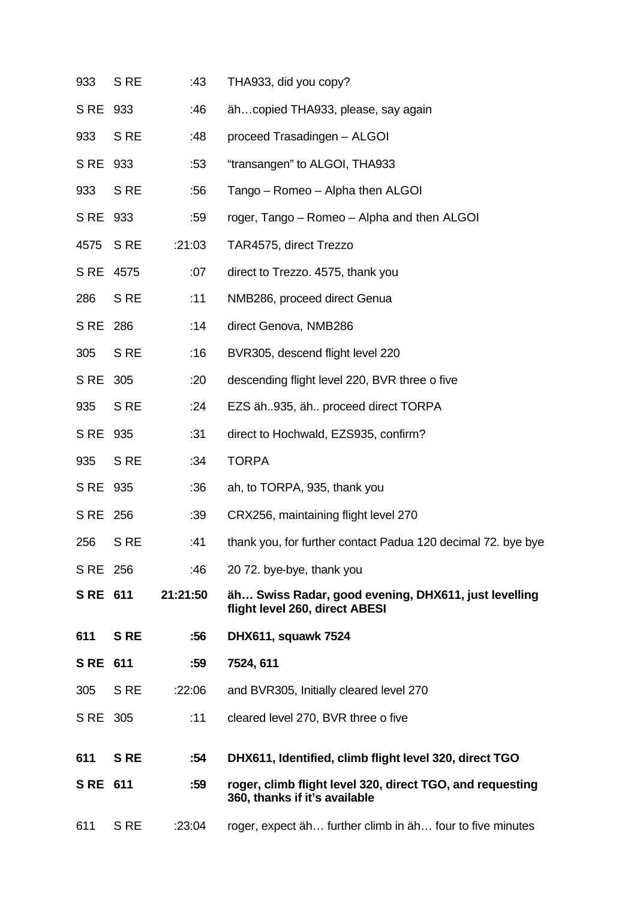| | | | |
|---|---|---|---|
| 933 | S RE | :43 | THA933, did you copy? |
| S RE | 933 | :46 | äh…copied THA933, please, say again |
| 933 | S RE | :48 | proceed Trasadingen – ALGOI |
| S RE | 933 | :53 | "transangen" to ALGOI, THA933 |
| 933 | S RE | :56 | Tango – Romeo – Alpha then ALGOI |
| S RE | 933 | :59 | roger, Tango – Romeo – Alpha and then ALGOI |
| 4575 | S RE | :21:03 | TAR4575, direct Trezzo |
| S RE | 4575 | :07 | direct to Trezzo. 4575, thank you |
| 286 | S RE | :11 | NMB286, proceed direct Genua |
| S RE | 286 | :14 | direct Genova, NMB286 |
| 305 | S RE | :16 | BVR305, descend flight level 220 |
| S RE | 305 | :20 | descending flight level 220, BVR three o five |
| 935 | S RE | :24 | EZS äh..935, äh.. proceed direct TORPA |
| S RE | 935 | :31 | direct to Hochwald, EZS935, confirm? |
| 935 | S RE | :34 | TORPA |
| S RE | 935 | :36 | ah, to TORPA, 935, thank you |
| S RE | 256 | :39 | CRX256, maintaining flight level 270 |
| 256 | S RE | :41 | thank you, for further contact Padua 120 decimal 72. bye bye |
| S RE | 256 | :46 | 20 72. bye-bye, thank you |
| **S RE** | **611** | **21:21:50** | **äh… Swiss Radar, good evening, DHX611, just levelling flight level 260, direct ABESI** |
| **611** | **S RE** | **:56** | **DHX611, squawk 7524** |
| **S RE** | **611** | **:59** | **7524, 611** |
| 305 | S RE | :22:06 | and BVR305, Initially cleared level 270 |
| S RE | 305 | :11 | cleared level 270, BVR three o five |
| **611** | **S RE** | **:54** | **DHX611, Identified, climb flight level 320, direct TGO** |
| **S RE** | **611** | **:59** | **roger, climb flight level 320, direct TGO, and requesting 360, thanks if it's available** |
| 611 | S RE | :23:04 | roger, expect äh… further climb in äh… four to five minutes |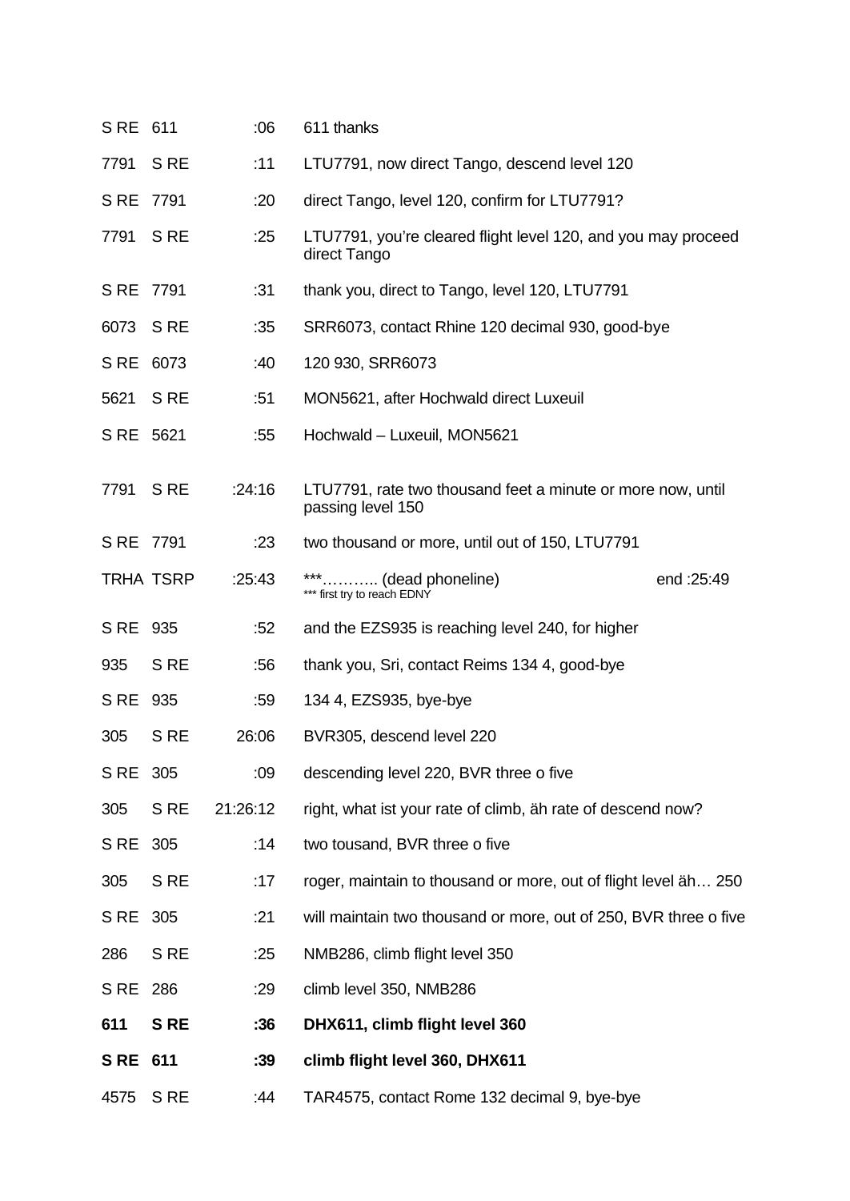| | | | |
|---|---|---|---|
| S RE | 611 | :06 | 611 thanks |
| 7791 | S RE | :11 | LTU7791, now direct Tango, descend level 120 |
| S RE | 7791 | :20 | direct Tango, level 120, confirm for LTU7791? |
| 7791 | S RE | :25 | LTU7791, you're cleared flight level 120, and you may proceed direct Tango |
| S RE | 7791 | :31 | thank you, direct to Tango, level 120, LTU7791 |
| 6073 | S RE | :35 | SRR6073, contact Rhine 120 decimal 930, good-bye |
| S RE | 6073 | :40 | 120 930, SRR6073 |
| 5621 | S RE | :51 | MON5621, after Hochwald direct Luxeuil |
| S RE | 5621 | :55 | Hochwald – Luxeuil, MON5621 |
| 7791 | S RE | :24:16 | LTU7791, rate two thousand feet a minute or more now, until passing level 150 |
| S RE | 7791 | :23 | two thousand or more, until out of 150, LTU7791 |
| TRHA | TSRP | :25:43 | ***……….. (dead phoneline) end :25:49<br>*** first try to reach EDNY |
| S RE | 935 | :52 | and the EZS935 is reaching level 240, for higher |
| 935 | S RE | :56 | thank you, Sri, contact Reims 134 4, good-bye |
| S RE | 935 | :59 | 134 4, EZS935, bye-bye |
| 305 | S RE | 26:06 | BVR305, descend level 220 |
| S RE | 305 | :09 | descending level 220, BVR three o five |
| 305 | S RE | 21:26:12 | right, what ist your rate of climb, äh rate of descend now? |
| S RE | 305 | :14 | two tousand, BVR three o five |
| 305 | S RE | :17 | roger, maintain to thousand or more, out of flight level äh… 250 |
| S RE | 305 | :21 | will maintain two thousand or more, out of 250, BVR three o five |
| 286 | S RE | :25 | NMB286, climb flight level 350 |
| S RE | 286 | :29 | climb level 350, NMB286 |
| **611** | **S RE** | **:36** | **DHX611, climb flight level 360** |
| **S RE** | **611** | **:39** | **climb flight level 360, DHX611** |
| 4575 | S RE | :44 | TAR4575, contact Rome 132 decimal 9, bye-bye |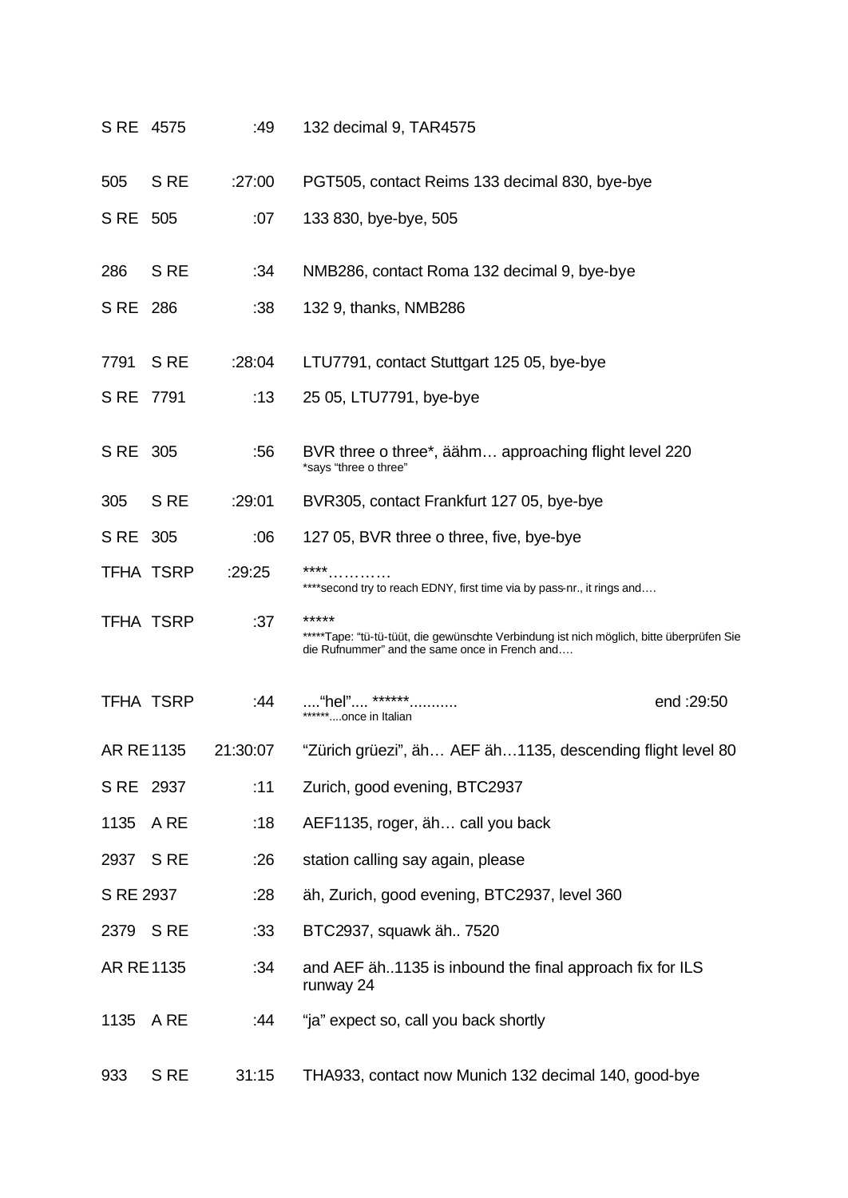| | | | |
|---|---|---|---|
| S RE | 4575 | :49 | 132 decimal 9, TAR4575 |
| 505 | S RE | :27:00 | PGT505, contact Reims 133 decimal 830, bye-bye |
| S RE | 505 | :07 | 133 830, bye-bye, 505 |
| 286 | S RE | :34 | NMB286, contact Roma 132 decimal 9, bye-bye |
| S RE | 286 | :38 | 132 9, thanks, NMB286 |
| 7791 | S RE | :28:04 | LTU7791, contact Stuttgart 125 05, bye-bye |
| S RE | 7791 | :13 | 25 05, LTU7791, bye-bye |
| S RE | 305 | :56 | BVR three o three*, äähm… approaching flight level 220<br>*says "three o three" |
| 305 | S RE | :29:01 | BVR305, contact Frankfurt 127 05, bye-bye |
| S RE | 305 | :06 | 127 05, BVR three o three, five, bye-bye |
| TFHA | TSRP | :29:25 | ****…………<br>****second try to reach EDNY, first time via by pass-nr., it rings and…. |
| TFHA | TSRP | :37 | *****<br>*****Tape: "tü-tü-tüüt, die gewünschte Verbindung ist nicht möglich, bitte überprüfen Sie die Rufnummer" and the same once in French and…. |
| TFHA | TSRP | :44 | …."hel"…. ******……….. end :29:50<br>******….once in Italian |
| AR RE | 1135 | 21:30:07 | "Zürich grüezi", äh… AEF äh…1135, descending flight level 80 |
| S RE | 2937 | :11 | Zurich, good evening, BTC2937 |
| 1135 | A RE | :18 | AEF1135, roger, äh… call you back |
| 2937 | S RE | :26 | station calling say again, please |
| S RE | 2937 | :28 | äh, Zurich, good evening, BTC2937, level 360 |
| 2379 | S RE | :33 | BTC2937, squawk äh.. 7520 |
| AR RE | 1135 | :34 | and AEF äh..1135 is inbound the final approach fix for ILS runway 24 |
| 1135 | A RE | :44 | "ja" expect so, call you back shortly |
| 933 | S RE | 31:15 | THA933, contact now Munich 132 decimal 140, good-bye |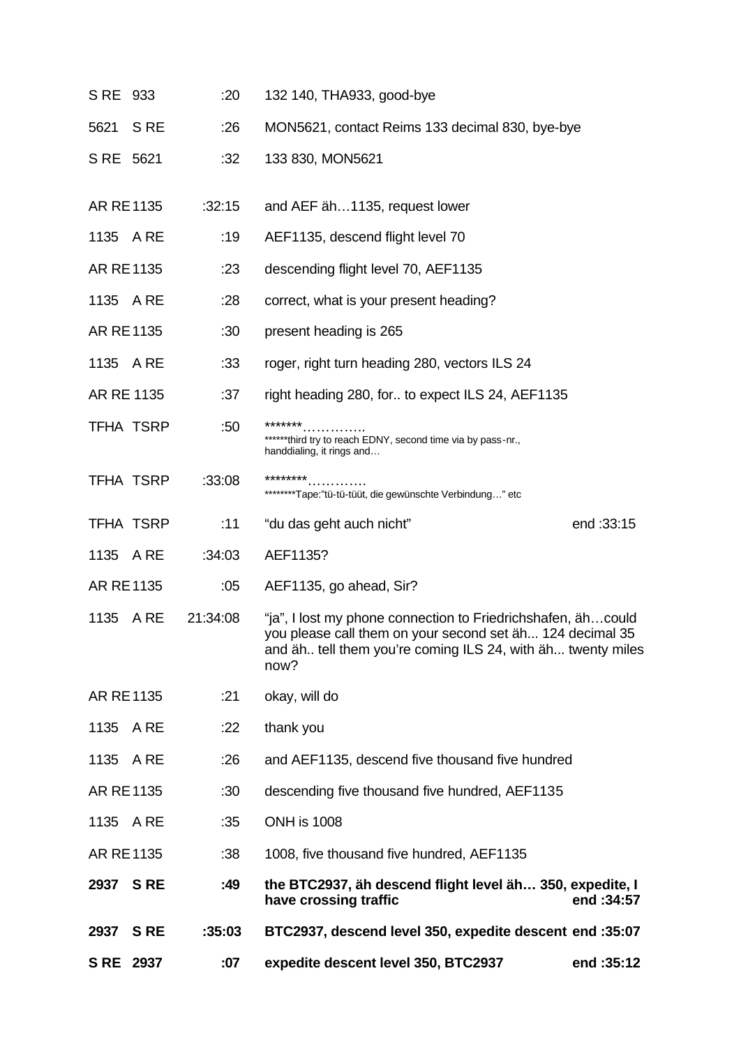| | | | |
|---|---|---|---|
| S RE 933 | :20 | 132 140, THA933, good-bye | |
| 5621 S RE | :26 | MON5621, contact Reims 133 decimal 830, bye-bye | |
| S RE 5621 | :32 | 133 830, MON5621 | |
| AR RE 1135 | :32:15 | and AEF äh…1135, request lower | |
| 1135 A RE | :19 | AEF1135, descend flight level 70 | |
| AR RE 1135 | :23 | descending flight level 70, AEF1135 | |
| 1135 A RE | :28 | correct, what is your present heading? | |
| AR RE 1135 | :30 | present heading is 265 | |
| 1135 A RE | :33 | roger, right turn heading 280, vectors ILS 24 | |
| AR RE 1135 | :37 | right heading 280, for.. to expect ILS 24, AEF1135 | |
| TFHA TSRP | :50 | *******…………. ******third try to reach EDNY, second time via by pass-nr., handdialing, it rings and… | |
| TFHA TSRP | :33:08 | ********…………. ********Tape:"tü-tü-tüüt, die gewünschte Verbindung…" etc | |
| TFHA TSRP | :11 | "du das geht auch nicht" | end :33:15 |
| 1135 A RE | :34:03 | AEF1135? | |
| AR RE 1135 | :05 | AEF1135, go ahead, Sir? | |
| 1135 A RE | 21:34:08 | "ja", I lost my phone connection to Friedrichshafen, äh…could you please call them on your second set äh... 124 decimal 35 and äh.. tell them you're coming ILS 24, with äh... twenty miles now? | |
| AR RE 1135 | :21 | okay, will do | |
| 1135 A RE | :22 | thank you | |
| 1135 A RE | :26 | and AEF1135, descend five thousand five hundred | |
| AR RE 1135 | :30 | descending five thousand five hundred, AEF1135 | |
| 1135 A RE | :35 | ONH is 1008 | |
| AR RE 1135 | :38 | 1008, five thousand five hundred, AEF1135 | |
| **2937 S RE** | **:49** | **the BTC2937, äh descend flight level äh… 350, expedite, I have crossing traffic** | **end :34:57** |
| **2937 S RE** | **:35:03** | **BTC2937, descend level 350, expedite descent** | **end :35:07** |
| **S RE 2937** | **:07** | **expedite descent level 350, BTC2937** | **end :35:12** |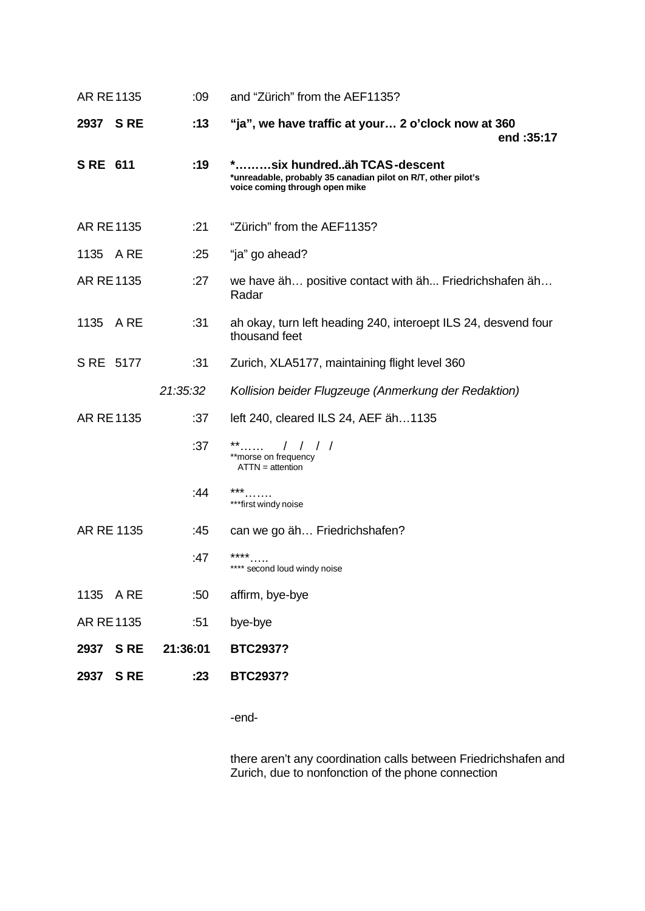| | | |
|---|---|---|
| AR RE 1135 | :09 | and "Zürich" from the AEF1135? |
| **2937 S RE** | **:13** | **"ja", we have traffic at your… 2 o'clock now at 360** **end :35:17** |
| **S RE 611** | **:19** | **\*………six hundred..äh TCAS-descent** **\*unreadable, probably 35 canadian pilot on R/T, other pilot's voice coming through open mike** |
| AR RE 1135 | :21 | "Zürich" from the AEF1135? |
| 1135 A RE | :25 | "ja" go ahead? |
| AR RE 1135 | :27 | we have äh… positive contact with äh... Friedrichshafen äh… Radar |
| 1135 A RE | :31 | ah okay, turn left heading 240, interoept ILS 24, desvend four thousand feet |
| S RE 5177 | :31 | Zurich, XLA5177, maintaining flight level 360 |
| | *21:35:32* | *Kollision beider Flugzeuge (Anmerkung der Redaktion)* |
| AR RE 1135 | :37 | left 240, cleared ILS 24, AEF äh…1135 |
| | :37 | \*\*……  /  /  /  / \*\*morse on frequency ATTN = attention |
| | :44 | \*\*\*……. \*\*\*first windy noise |
| AR RE 1135 | :45 | can we go äh… Friedrichshafen? |
| | :47 | \*\*\*\*….. \*\*\*\* second loud windy noise |
| 1135 A RE | :50 | affirm, bye-bye |
| AR RE 1135 | :51 | bye-bye |
| **2937 S RE** | **21:36:01** | **BTC2937?** |
| **2937 S RE** | **:23** | **BTC2937?** |

-end-

there aren't any coordination calls between Friedrichshafen and Zurich, due to nonfonction of the phone connection